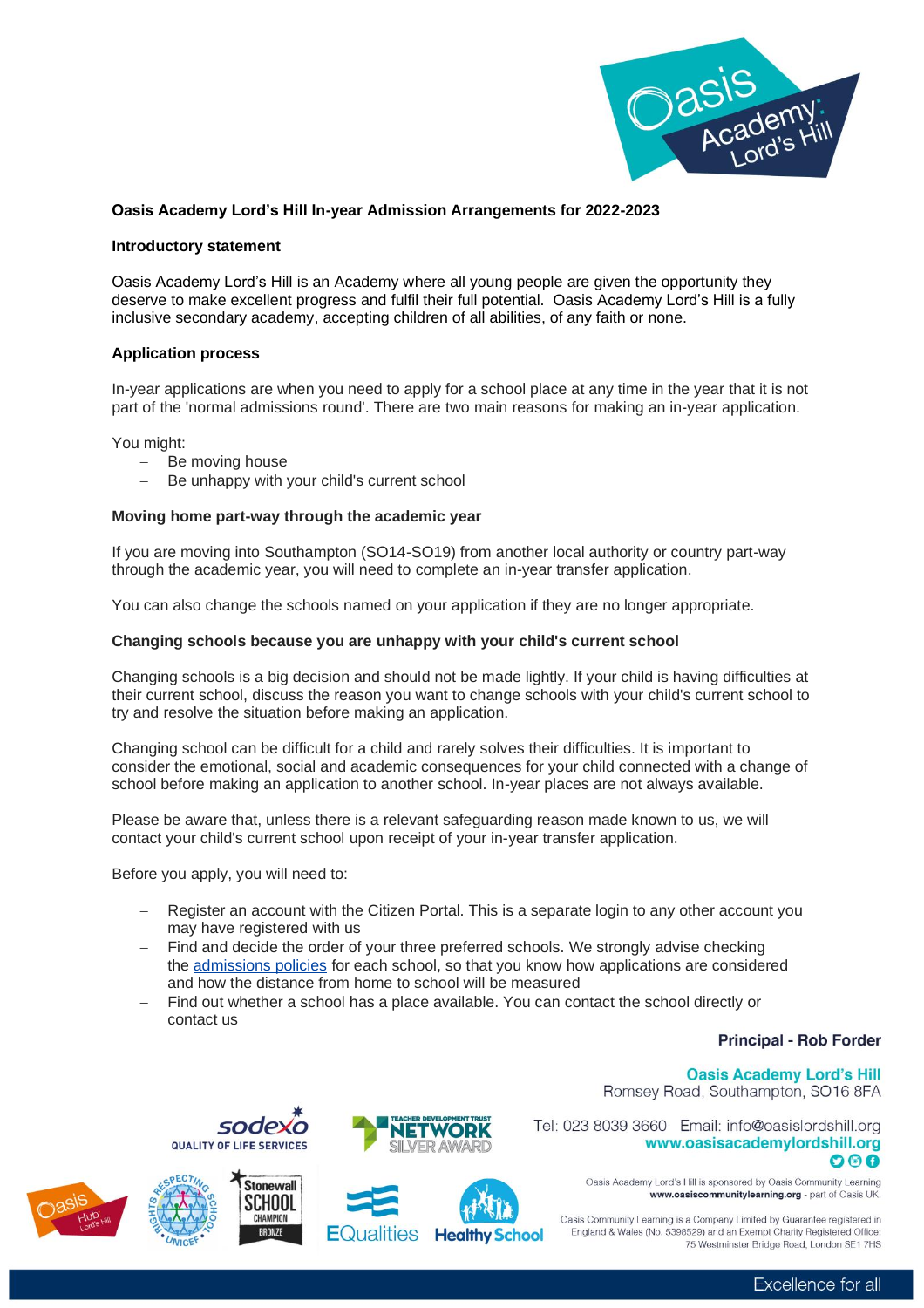## Oasis Academy Lord's Hill In-year Admission Arrangements for 2022-2023

### Introductory statement

Oasis Academy Lord's Hill is an Academy where all young people are given the opportunity they deserve to make excellent progress and fulfil their full potential. Oasis Academy Lord's Hill is a fully inclusive secondary academy, accepting children of all abilities, of any faith or none.

### Application process

In-year applications are when you need to apply for a school place at any time in the year that it is not part of the 'normal admissions round'. There are two main reasons for making an in-year application.

You might:

- Be moving house
- Be unhappy with your child's current school

### Moving home part-way through the academic year

If you are moving into Southampton (SO14-SO19) from another local authority or country part-way through the academic year, you will need to complete an in-year transfer application.

You can also change the schools named on your application if they are no longer appropriate.

### Changing schools because you are unhappy with your child's current school

Changing schools is a big decision and should not be made lightly. If your child is having difficulties at their current school, discuss the reason you want to change schools with your child's current school to try and resolve the situation before making an application.

Changing school can be difficult for a child and rarely solves their difficulties. It is important to consider the emotional, social and academic consequences for your child connected with a change of school before making an application to another school. In-year places are not always available.

Please be aware that, unless there is a relevant safeguarding reason made known to us, we will contact your child's current school upon receipt of your in-year transfer application.

Before you apply, you will need to:

- Register an account with the Citizen Portal. This is a separate login to any other account you may have registered with us
- Find and decide the order of your three preferred schools. We strongly advise checking the admissions policies for each school, so that you know how applications are considered and how the distance from home to school will be measured
- Find out whether a school has a place available. You can contact the school directly or contact us

**Principal - Rob Forder**

**Oasis Academy Lord's Hill**
Romsey Road, Southampton, SO16 8FA

Tel: 023 8039 3660 Email: info@oasislordshill.org
**www.oasisacademylordshill.org**

Oasis Academy Lord's Hill is sponsored by Oasis Community Learning **www.oasiscommunitylearning.org** - part of Oasis UK.

Oasis Community Learning is a Company Limited by Guarantee registered in England & Wales (No. 5398529) and an Exempt Charity Registered Office: 75 Westminster Bridge Road, London SE1 7HS

Excellence for all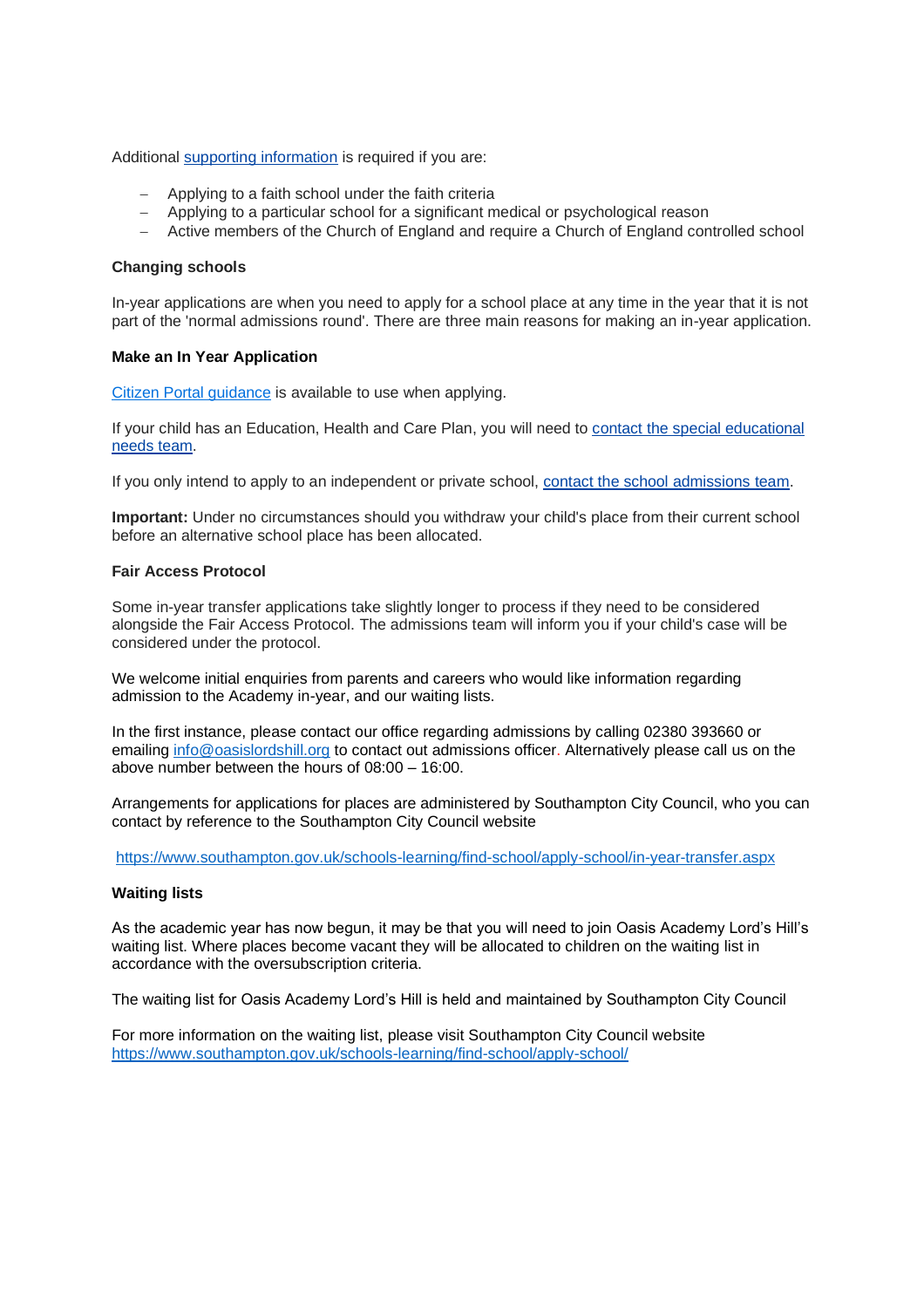Additional supporting information is required if you are:

- Applying to a faith school under the faith criteria
- Applying to a particular school for a significant medical or psychological reason
- Active members of the Church of England and require a Church of England controlled school

**Changing schools**

In-year applications are when you need to apply for a school place at any time in the year that it is not part of the 'normal admissions round'. There are three main reasons for making an in-year application.

**Make an In Year Application**

Citizen Portal guidance is available to use when applying.

If your child has an Education, Health and Care Plan, you will need to contact the special educational needs team.

If you only intend to apply to an independent or private school, contact the school admissions team.

**Important:** Under no circumstances should you withdraw your child's place from their current school before an alternative school place has been allocated.

**Fair Access Protocol**

Some in-year transfer applications take slightly longer to process if they need to be considered alongside the Fair Access Protocol. The admissions team will inform you if your child's case will be considered under the protocol.

We welcome initial enquiries from parents and careers who would like information regarding admission to the Academy in-year, and our waiting lists.

In the first instance, please contact our office regarding admissions by calling 02380 393660 or emailing info@oasislordshill.org to contact out admissions officer. Alternatively please call us on the above number between the hours of 08:00 – 16:00.

Arrangements for applications for places are administered by Southampton City Council, who you can contact by reference to the Southampton City Council website

https://www.southampton.gov.uk/schools-learning/find-school/apply-school/in-year-transfer.aspx

**Waiting lists**

As the academic year has now begun, it may be that you will need to join Oasis Academy Lord's Hill's waiting list. Where places become vacant they will be allocated to children on the waiting list in accordance with the oversubscription criteria.

The waiting list for Oasis Academy Lord's Hill is held and maintained by Southampton City Council

For more information on the waiting list, please visit Southampton City Council website
https://www.southampton.gov.uk/schools-learning/find-school/apply-school/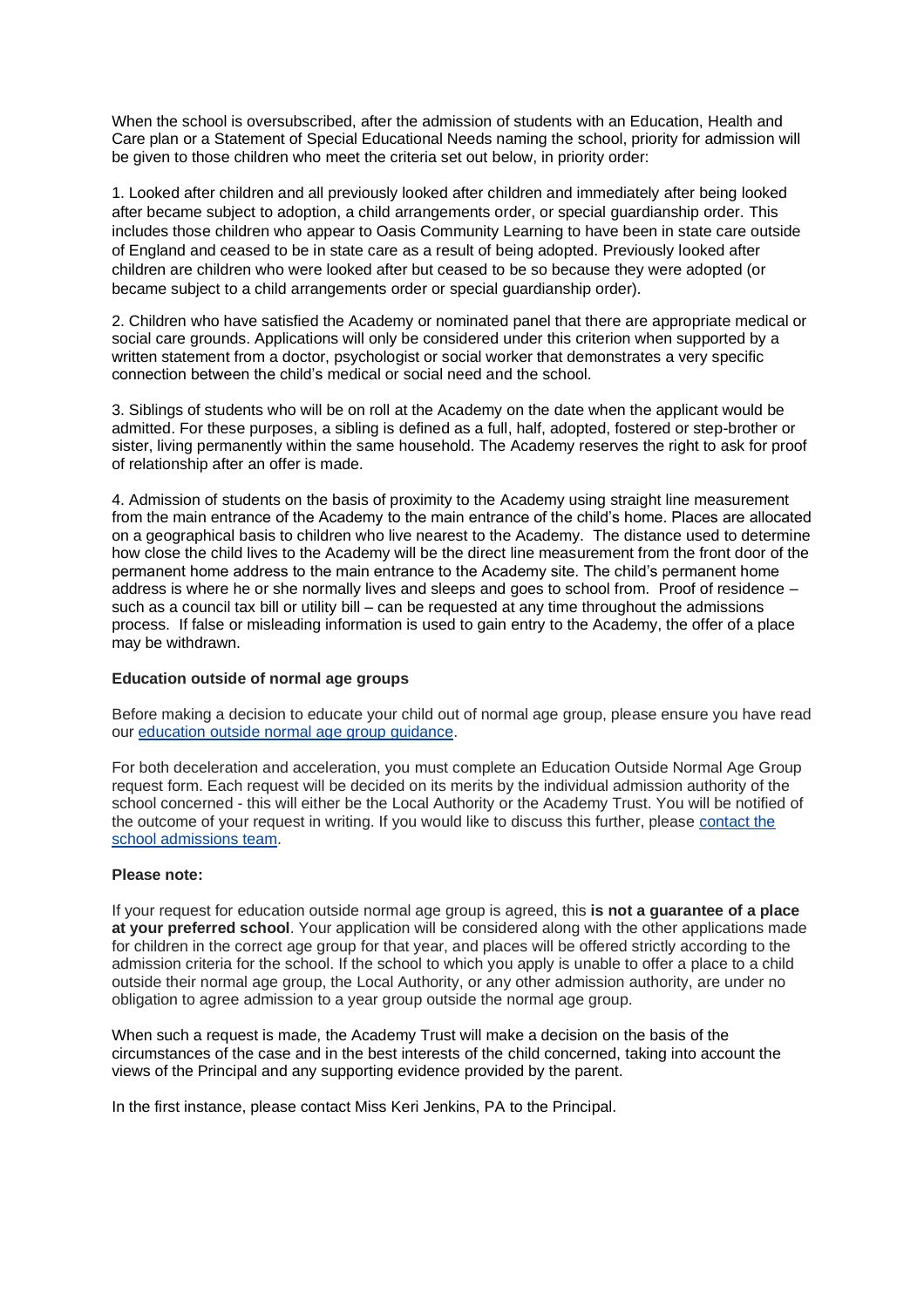When the school is oversubscribed, after the admission of students with an Education, Health and Care plan or a Statement of Special Educational Needs naming the school, priority for admission will be given to those children who meet the criteria set out below, in priority order:

1. Looked after children and all previously looked after children and immediately after being looked after became subject to adoption, a child arrangements order, or special guardianship order. This includes those children who appear to Oasis Community Learning to have been in state care outside of England and ceased to be in state care as a result of being adopted. Previously looked after children are children who were looked after but ceased to be so because they were adopted (or became subject to a child arrangements order or special guardianship order).

2. Children who have satisfied the Academy or nominated panel that there are appropriate medical or social care grounds. Applications will only be considered under this criterion when supported by a written statement from a doctor, psychologist or social worker that demonstrates a very specific connection between the child's medical or social need and the school.

3. Siblings of students who will be on roll at the Academy on the date when the applicant would be admitted. For these purposes, a sibling is defined as a full, half, adopted, fostered or step-brother or sister, living permanently within the same household. The Academy reserves the right to ask for proof of relationship after an offer is made.

4. Admission of students on the basis of proximity to the Academy using straight line measurement from the main entrance of the Academy to the main entrance of the child's home. Places are allocated on a geographical basis to children who live nearest to the Academy. The distance used to determine how close the child lives to the Academy will be the direct line measurement from the front door of the permanent home address to the main entrance to the Academy site. The child's permanent home address is where he or she normally lives and sleeps and goes to school from. Proof of residence – such as a council tax bill or utility bill – can be requested at any time throughout the admissions process. If false or misleading information is used to gain entry to the Academy, the offer of a place may be withdrawn.

**Education outside of normal age groups**

Before making a decision to educate your child out of normal age group, please ensure you have read our [education outside normal age group guidance](#).

For both deceleration and acceleration, you must complete an Education Outside Normal Age Group request form. Each request will be decided on its merits by the individual admission authority of the school concerned - this will either be the Local Authority or the Academy Trust. You will be notified of the outcome of your request in writing. If you would like to discuss this further, please [contact the school admissions team](#).

**Please note:**

If your request for education outside normal age group is agreed, this **is not a guarantee of a place at your preferred school**. Your application will be considered along with the other applications made for children in the correct age group for that year, and places will be offered strictly according to the admission criteria for the school. If the school to which you apply is unable to offer a place to a child outside their normal age group, the Local Authority, or any other admission authority, are under no obligation to agree admission to a year group outside the normal age group.

When such a request is made, the Academy Trust will make a decision on the basis of the circumstances of the case and in the best interests of the child concerned, taking into account the views of the Principal and any supporting evidence provided by the parent.

In the first instance, please contact Miss Keri Jenkins, PA to the Principal.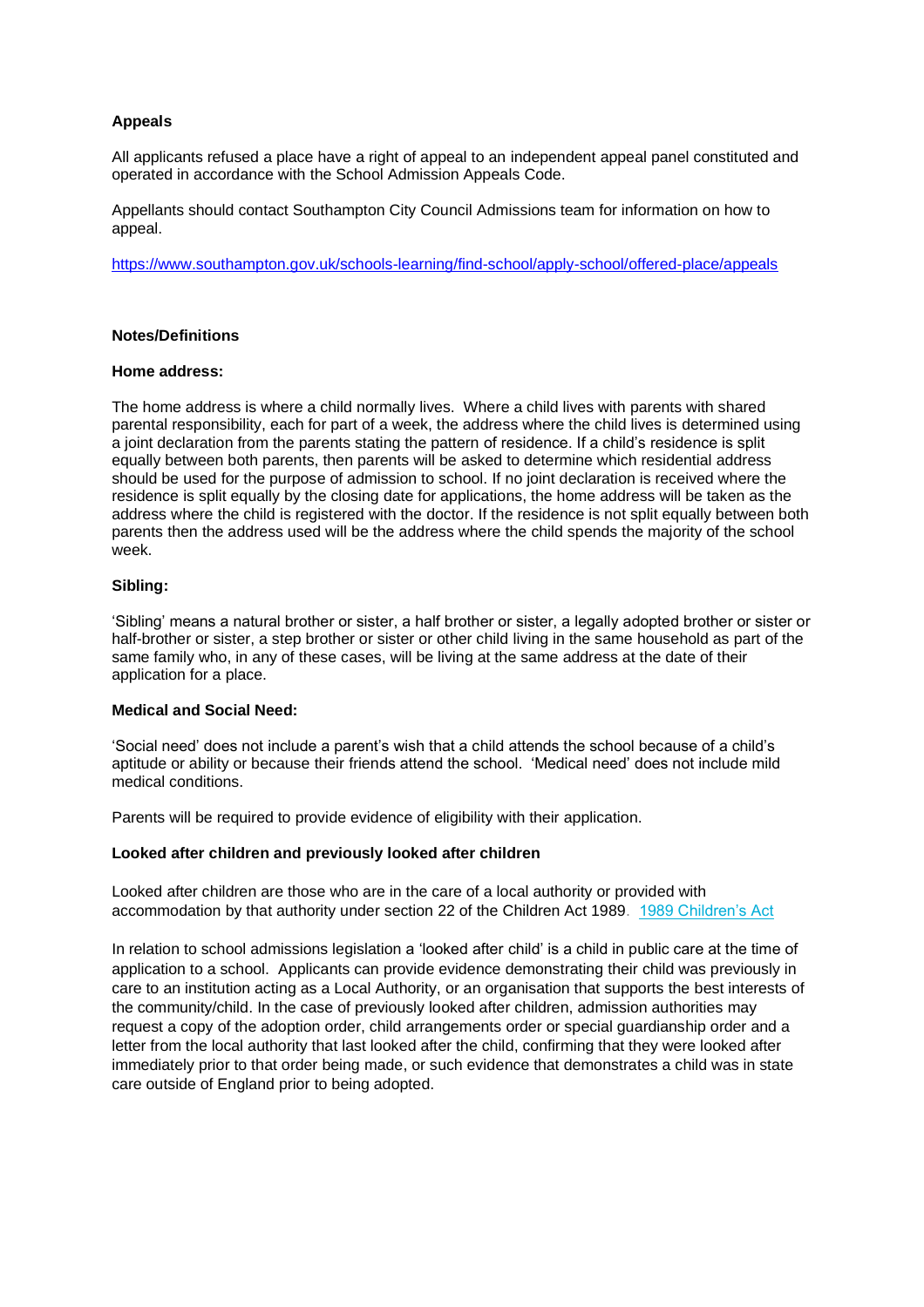**Appeals**

All applicants refused a place have a right of appeal to an independent appeal panel constituted and operated in accordance with the School Admission Appeals Code.

Appellants should contact Southampton City Council Admissions team for information on how to appeal.

https://www.southampton.gov.uk/schools-learning/find-school/apply-school/offered-place/appeals

**Notes/Definitions**

**Home address:**

The home address is where a child normally lives. Where a child lives with parents with shared parental responsibility, each for part of a week, the address where the child lives is determined using a joint declaration from the parents stating the pattern of residence. If a child's residence is split equally between both parents, then parents will be asked to determine which residential address should be used for the purpose of admission to school. If no joint declaration is received where the residence is split equally by the closing date for applications, the home address will be taken as the address where the child is registered with the doctor. If the residence is not split equally between both parents then the address used will be the address where the child spends the majority of the school week.

**Sibling:**

'Sibling' means a natural brother or sister, a half brother or sister, a legally adopted brother or sister or half-brother or sister, a step brother or sister or other child living in the same household as part of the same family who, in any of these cases, will be living at the same address at the date of their application for a place.

**Medical and Social Need:**

'Social need' does not include a parent's wish that a child attends the school because of a child's aptitude or ability or because their friends attend the school. 'Medical need' does not include mild medical conditions.

Parents will be required to provide evidence of eligibility with their application.

**Looked after children and previously looked after children**

Looked after children are those who are in the care of a local authority or provided with accommodation by that authority under section 22 of the Children Act 1989. 1989 Children's Act

In relation to school admissions legislation a 'looked after child' is a child in public care at the time of application to a school. Applicants can provide evidence demonstrating their child was previously in care to an institution acting as a Local Authority, or an organisation that supports the best interests of the community/child. In the case of previously looked after children, admission authorities may request a copy of the adoption order, child arrangements order or special guardianship order and a letter from the local authority that last looked after the child, confirming that they were looked after immediately prior to that order being made, or such evidence that demonstrates a child was in state care outside of England prior to being adopted.